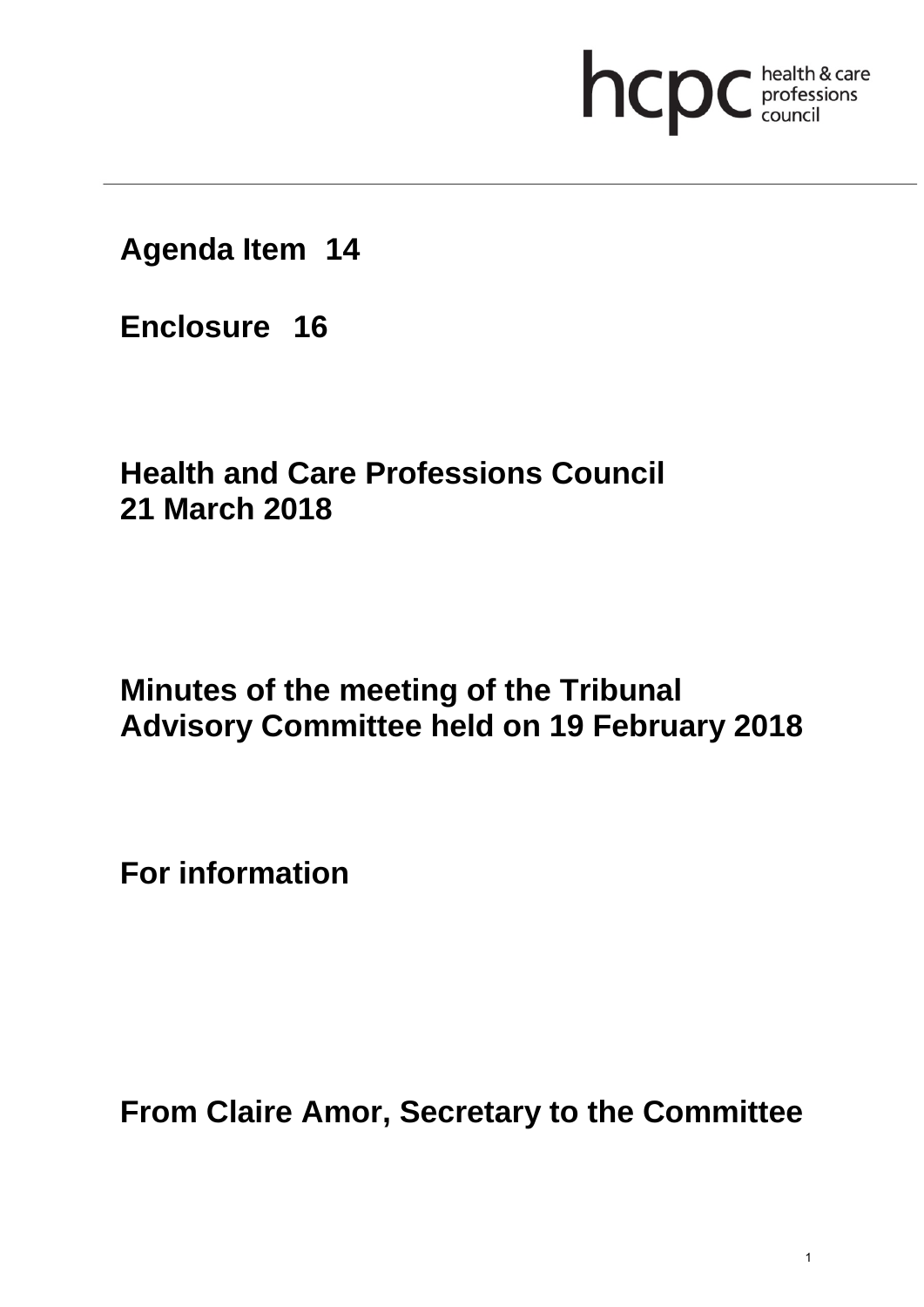hcpc health & care professions council

**Agenda Item 14**

**Enclosure 16**

**Health and Care Professions Council**
**21 March 2018**

**Minutes of the meeting of the Tribunal Advisory Committee held on 19 February 2018**

**For information**

**From Claire Amor, Secretary to the Committee**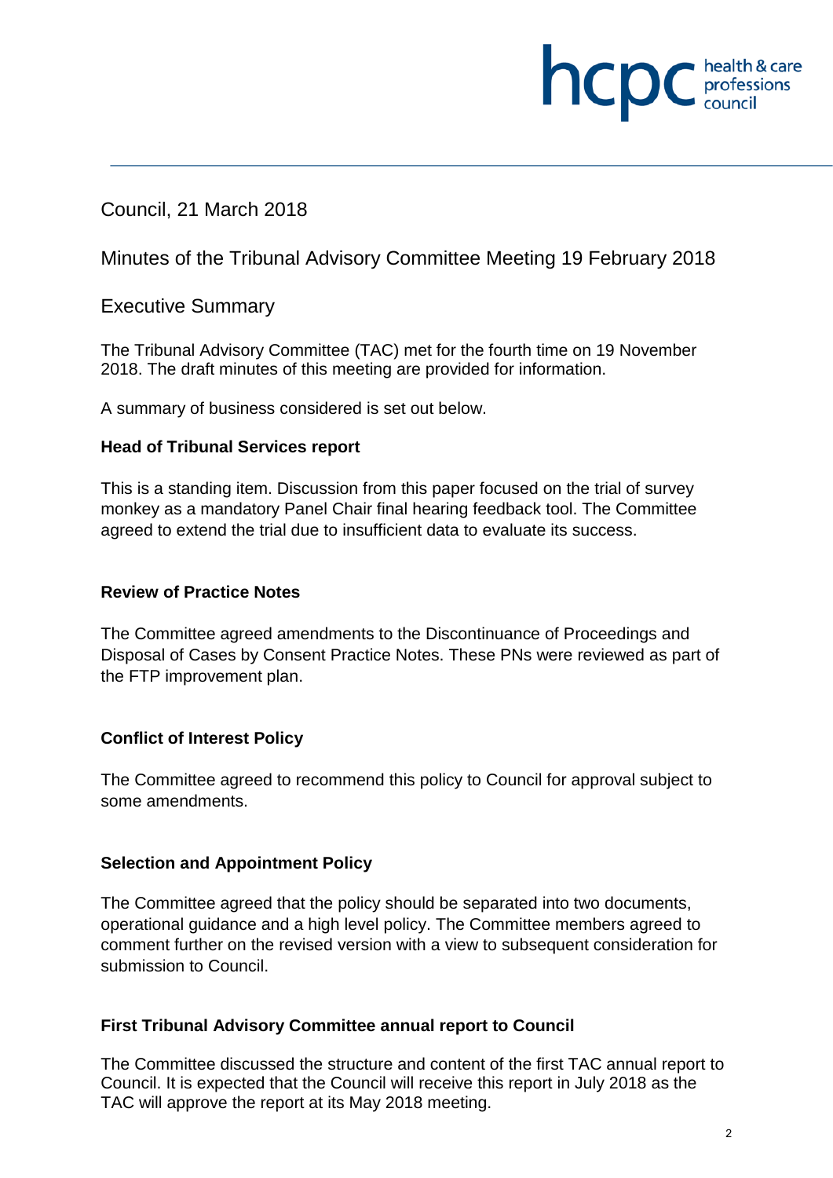Council, 21 March 2018

Minutes of the Tribunal Advisory Committee Meeting 19 February 2018

## Executive Summary

The Tribunal Advisory Committee (TAC) met for the fourth time on 19 November 2018. The draft minutes of this meeting are provided for information.

A summary of business considered is set out below.

### Head of Tribunal Services report

This is a standing item. Discussion from this paper focused on the trial of survey monkey as a mandatory Panel Chair final hearing feedback tool. The Committee agreed to extend the trial due to insufficient data to evaluate its success.

### Review of Practice Notes

The Committee agreed amendments to the Discontinuance of Proceedings and Disposal of Cases by Consent Practice Notes. These PNs were reviewed as part of the FTP improvement plan.

### Conflict of Interest Policy

The Committee agreed to recommend this policy to Council for approval subject to some amendments.

### Selection and Appointment Policy

The Committee agreed that the policy should be separated into two documents, operational guidance and a high level policy. The Committee members agreed to comment further on the revised version with a view to subsequent consideration for submission to Council.

### First Tribunal Advisory Committee annual report to Council

The Committee discussed the structure and content of the first TAC annual report to Council. It is expected that the Council will receive this report in July 2018 as the TAC will approve the report at its May 2018 meeting.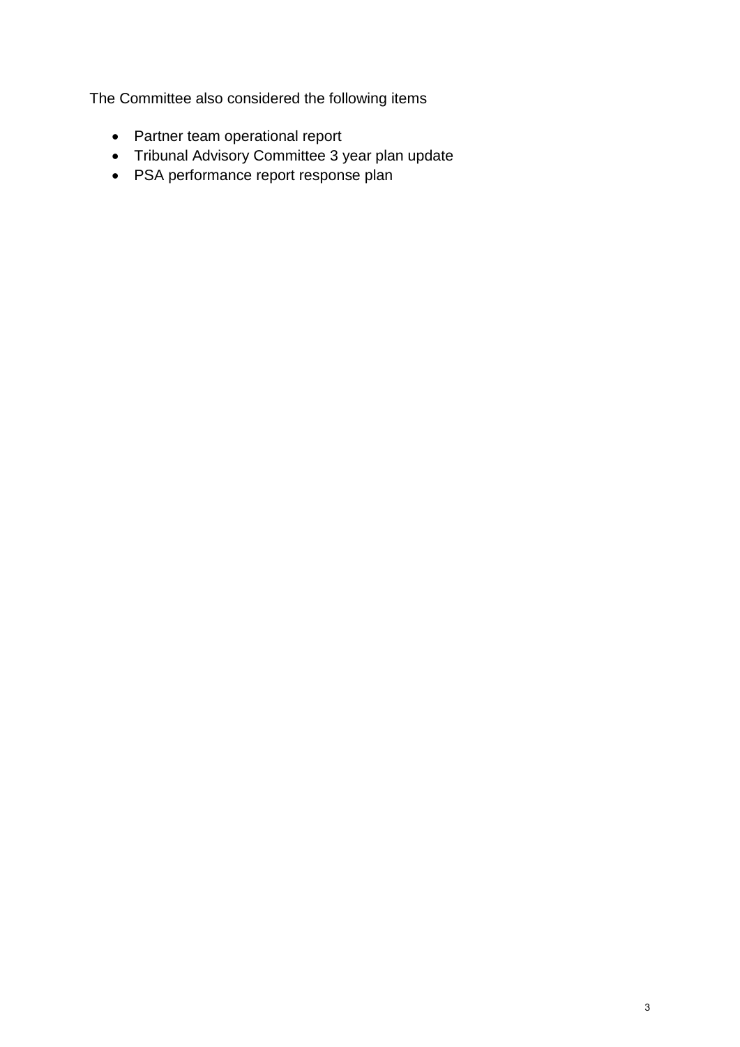The Committee also considered the following items

- Partner team operational report
- Tribunal Advisory Committee 3 year plan update
- PSA performance report response plan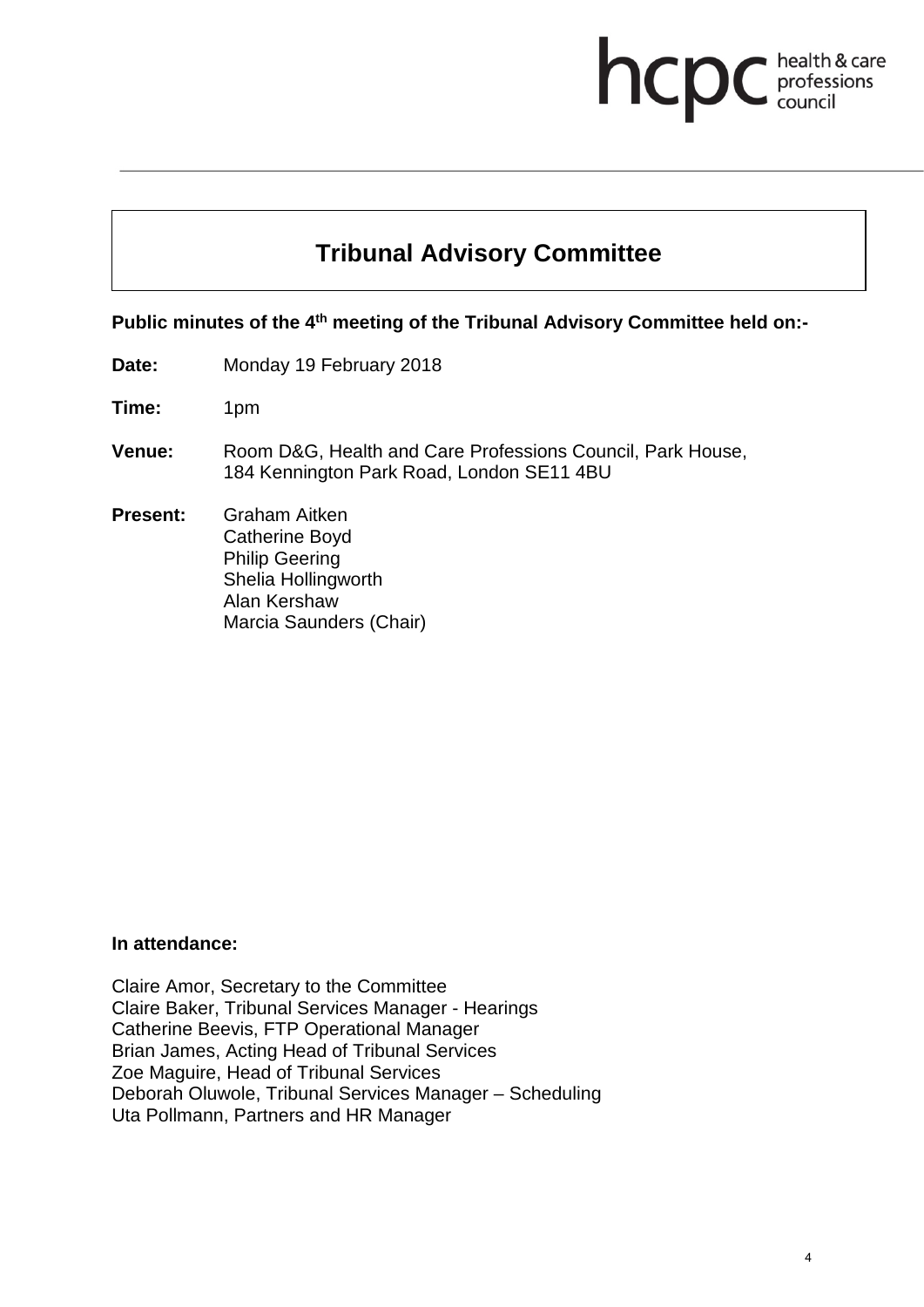# Tribunal Advisory Committee

**Public minutes of the 4th meeting of the Tribunal Advisory Committee held on:-**

**Date:** Monday 19 February 2018

**Time:** 1pm

**Venue:** Room D&G, Health and Care Professions Council, Park House, 184 Kennington Park Road, London SE11 4BU

**Present:** Graham Aitken
Catherine Boyd
Philip Geering
Shelia Hollingworth
Alan Kershaw
Marcia Saunders (Chair)

**In attendance:**

Claire Amor, Secretary to the Committee
Claire Baker, Tribunal Services Manager - Hearings
Catherine Beevis, FTP Operational Manager
Brian James, Acting Head of Tribunal Services
Zoe Maguire, Head of Tribunal Services
Deborah Oluwole, Tribunal Services Manager – Scheduling
Uta Pollmann, Partners and HR Manager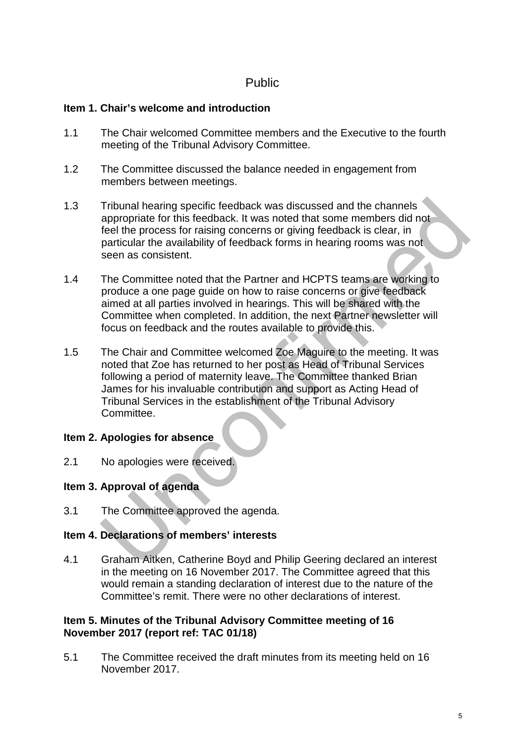Public

**Item 1. Chair's welcome and introduction**

1.1 The Chair welcomed Committee members and the Executive to the fourth meeting of the Tribunal Advisory Committee.

1.2 The Committee discussed the balance needed in engagement from members between meetings.

1.3 Tribunal hearing specific feedback was discussed and the channels appropriate for this feedback. It was noted that some members did not feel the process for raising concerns or giving feedback is clear, in particular the availability of feedback forms in hearing rooms was not seen as consistent.

1.4 The Committee noted that the Partner and HCPTS teams are working to produce a one page guide on how to raise concerns or give feedback aimed at all parties involved in hearings. This will be shared with the Committee when completed. In addition, the next Partner newsletter will focus on feedback and the routes available to provide this.

1.5 The Chair and Committee welcomed Zoe Maguire to the meeting. It was noted that Zoe has returned to her post as Head of Tribunal Services following a period of maternity leave. The Committee thanked Brian James for his invaluable contribution and support as Acting Head of Tribunal Services in the establishment of the Tribunal Advisory Committee.

**Item 2. Apologies for absence**

2.1 No apologies were received.

**Item 3. Approval of agenda**

3.1 The Committee approved the agenda.

**Item 4. Declarations of members' interests**

4.1 Graham Aitken, Catherine Boyd and Philip Geering declared an interest in the meeting on 16 November 2017. The Committee agreed that this would remain a standing declaration of interest due to the nature of the Committee's remit. There were no other declarations of interest.

**Item 5. Minutes of the Tribunal Advisory Committee meeting of 16 November 2017 (report ref: TAC 01/18)**

5.1 The Committee received the draft minutes from its meeting held on 16 November 2017.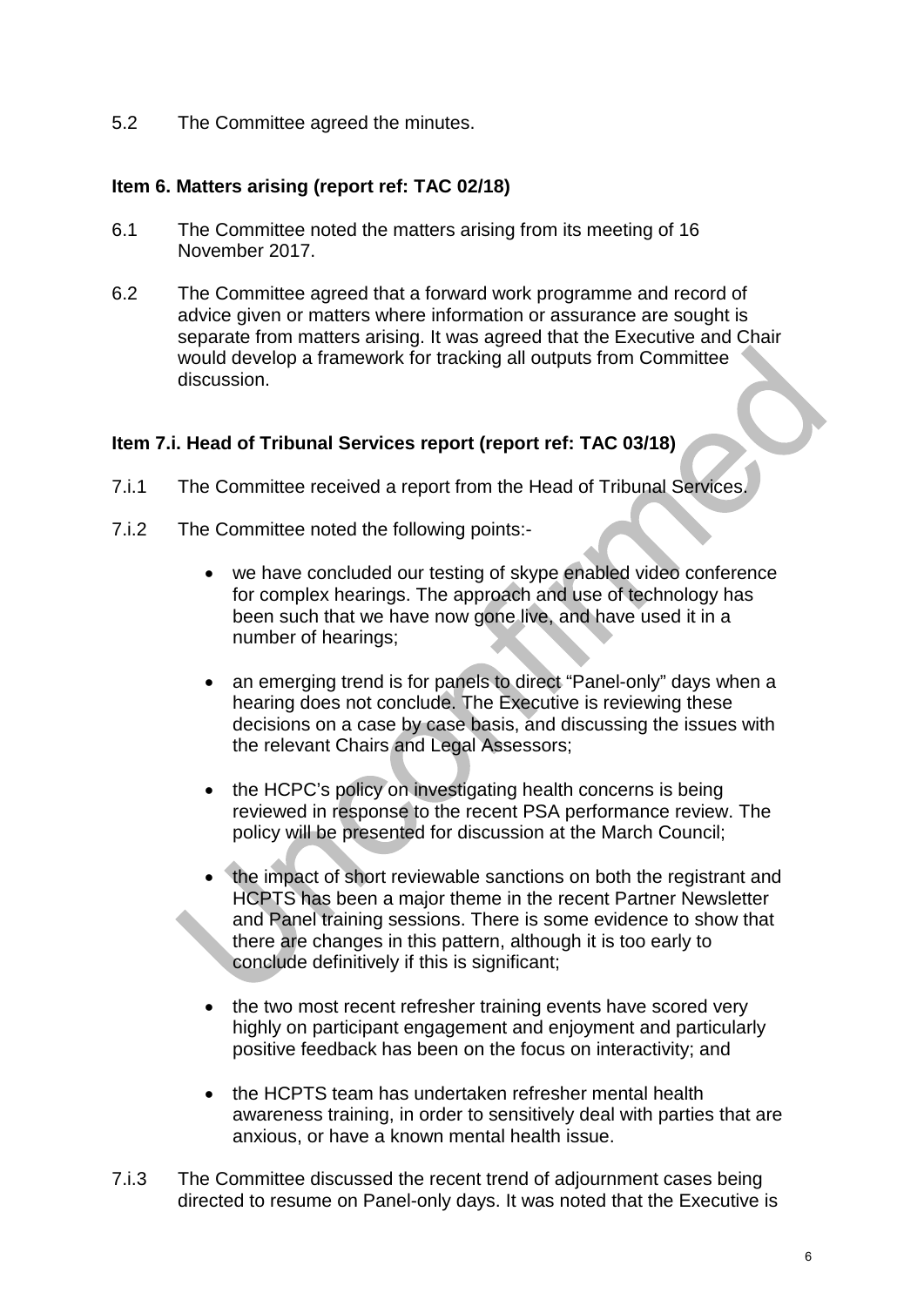5.2 The Committee agreed the minutes.

**Item 6. Matters arising (report ref: TAC 02/18)**

6.1 The Committee noted the matters arising from its meeting of 16 November 2017.

6.2 The Committee agreed that a forward work programme and record of advice given or matters where information or assurance are sought is separate from matters arising. It was agreed that the Executive and Chair would develop a framework for tracking all outputs from Committee discussion.

**Item 7.i. Head of Tribunal Services report (report ref: TAC 03/18)**

7.i.1 The Committee received a report from the Head of Tribunal Services.

7.i.2 The Committee noted the following points:-

- we have concluded our testing of skype enabled video conference for complex hearings. The approach and use of technology has been such that we have now gone live, and have used it in a number of hearings;

- an emerging trend is for panels to direct "Panel-only" days when a hearing does not conclude. The Executive is reviewing these decisions on a case by case basis, and discussing the issues with the relevant Chairs and Legal Assessors;

- the HCPC's policy on investigating health concerns is being reviewed in response to the recent PSA performance review. The policy will be presented for discussion at the March Council;

- the impact of short reviewable sanctions on both the registrant and HCPTS has been a major theme in the recent Partner Newsletter and Panel training sessions. There is some evidence to show that there are changes in this pattern, although it is too early to conclude definitively if this is significant;

- the two most recent refresher training events have scored very highly on participant engagement and enjoyment and particularly positive feedback has been on the focus on interactivity; and

- the HCPTS team has undertaken refresher mental health awareness training, in order to sensitively deal with parties that are anxious, or have a known mental health issue.

7.i.3 The Committee discussed the recent trend of adjournment cases being directed to resume on Panel-only days. It was noted that the Executive is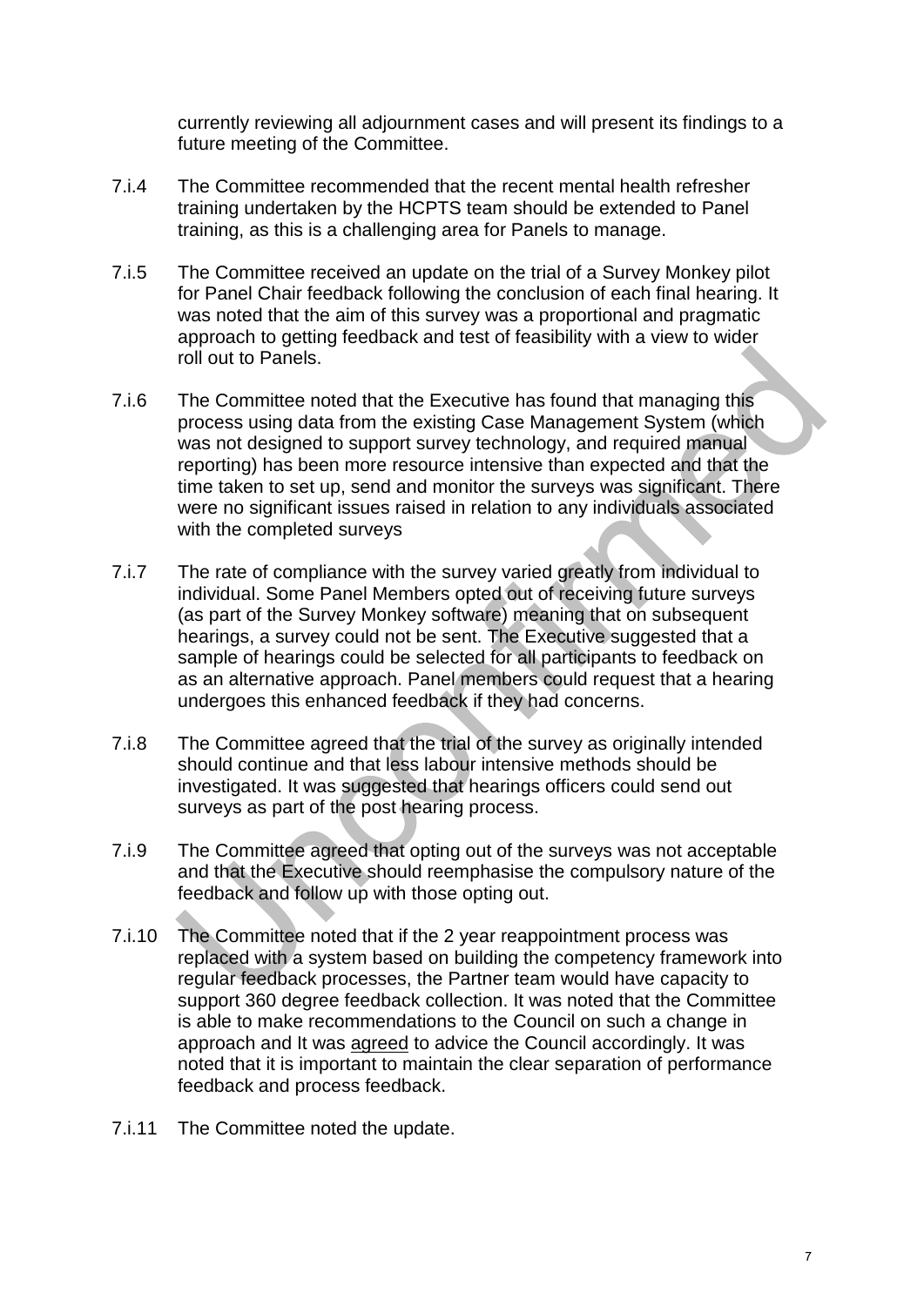currently reviewing all adjournment cases and will present its findings to a future meeting of the Committee.

7.i.4 The Committee recommended that the recent mental health refresher training undertaken by the HCPTS team should be extended to Panel training, as this is a challenging area for Panels to manage.

7.i.5 The Committee received an update on the trial of a Survey Monkey pilot for Panel Chair feedback following the conclusion of each final hearing. It was noted that the aim of this survey was a proportional and pragmatic approach to getting feedback and test of feasibility with a view to wider roll out to Panels.

7.i.6 The Committee noted that the Executive has found that managing this process using data from the existing Case Management System (which was not designed to support survey technology, and required manual reporting) has been more resource intensive than expected and that the time taken to set up, send and monitor the surveys was significant. There were no significant issues raised in relation to any individuals associated with the completed surveys

7.i.7 The rate of compliance with the survey varied greatly from individual to individual. Some Panel Members opted out of receiving future surveys (as part of the Survey Monkey software) meaning that on subsequent hearings, a survey could not be sent. The Executive suggested that a sample of hearings could be selected for all participants to feedback on as an alternative approach. Panel members could request that a hearing undergoes this enhanced feedback if they had concerns.

7.i.8 The Committee agreed that the trial of the survey as originally intended should continue and that less labour intensive methods should be investigated. It was suggested that hearings officers could send out surveys as part of the post hearing process.

7.i.9 The Committee agreed that opting out of the surveys was not acceptable and that the Executive should reemphasise the compulsory nature of the feedback and follow up with those opting out.

7.i.10 The Committee noted that if the 2 year reappointment process was replaced with a system based on building the competency framework into regular feedback processes, the Partner team would have capacity to support 360 degree feedback collection. It was noted that the Committee is able to make recommendations to the Council on such a change in approach and It was agreed to advice the Council accordingly. It was noted that it is important to maintain the clear separation of performance feedback and process feedback.

7.i.11 The Committee noted the update.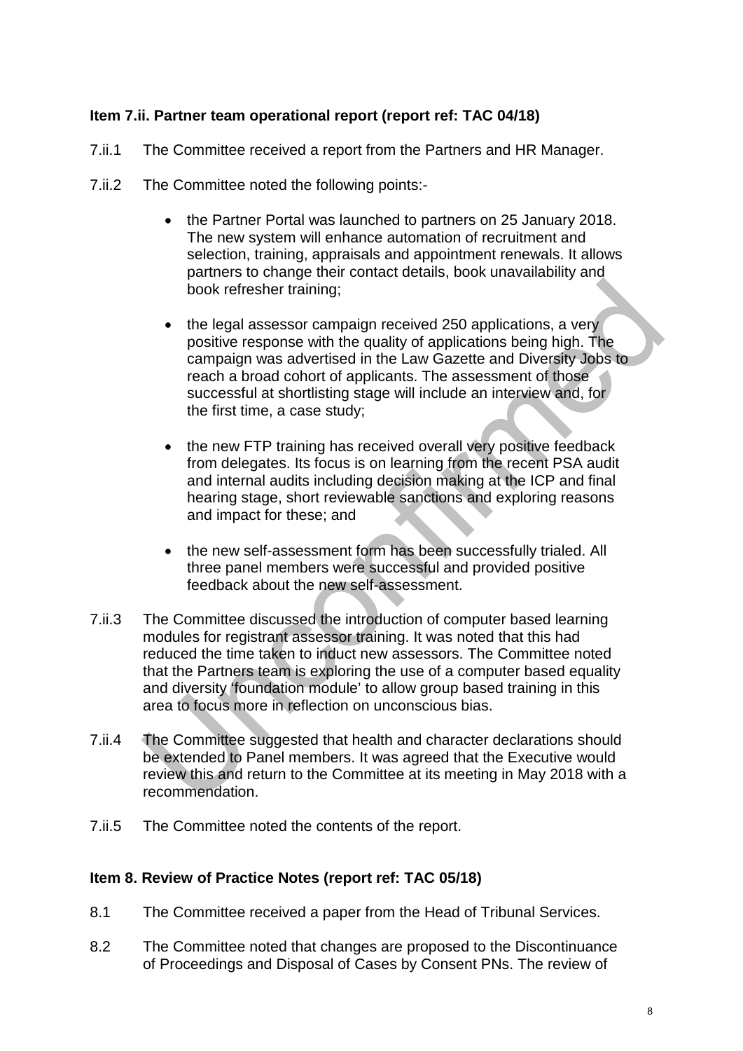**Item 7.ii. Partner team operational report (report ref: TAC 04/18)**

7.ii.1 The Committee received a report from the Partners and HR Manager.

7.ii.2 The Committee noted the following points:-

- the Partner Portal was launched to partners on 25 January 2018. The new system will enhance automation of recruitment and selection, training, appraisals and appointment renewals. It allows partners to change their contact details, book unavailability and book refresher training;
- the legal assessor campaign received 250 applications, a very positive response with the quality of applications being high. The campaign was advertised in the Law Gazette and Diversity Jobs to reach a broad cohort of applicants. The assessment of those successful at shortlisting stage will include an interview and, for the first time, a case study;
- the new FTP training has received overall very positive feedback from delegates. Its focus is on learning from the recent PSA audit and internal audits including decision making at the ICP and final hearing stage, short reviewable sanctions and exploring reasons and impact for these; and
- the new self-assessment form has been successfully trialed. All three panel members were successful and provided positive feedback about the new self-assessment.

7.ii.3 The Committee discussed the introduction of computer based learning modules for registrant assessor training. It was noted that this had reduced the time taken to induct new assessors. The Committee noted that the Partners team is exploring the use of a computer based equality and diversity 'foundation module' to allow group based training in this area to focus more in reflection on unconscious bias.

7.ii.4 The Committee suggested that health and character declarations should be extended to Panel members. It was agreed that the Executive would review this and return to the Committee at its meeting in May 2018 with a recommendation.

7.ii.5 The Committee noted the contents of the report.

**Item 8. Review of Practice Notes (report ref: TAC 05/18)**

8.1 The Committee received a paper from the Head of Tribunal Services.

8.2 The Committee noted that changes are proposed to the Discontinuance of Proceedings and Disposal of Cases by Consent PNs. The review of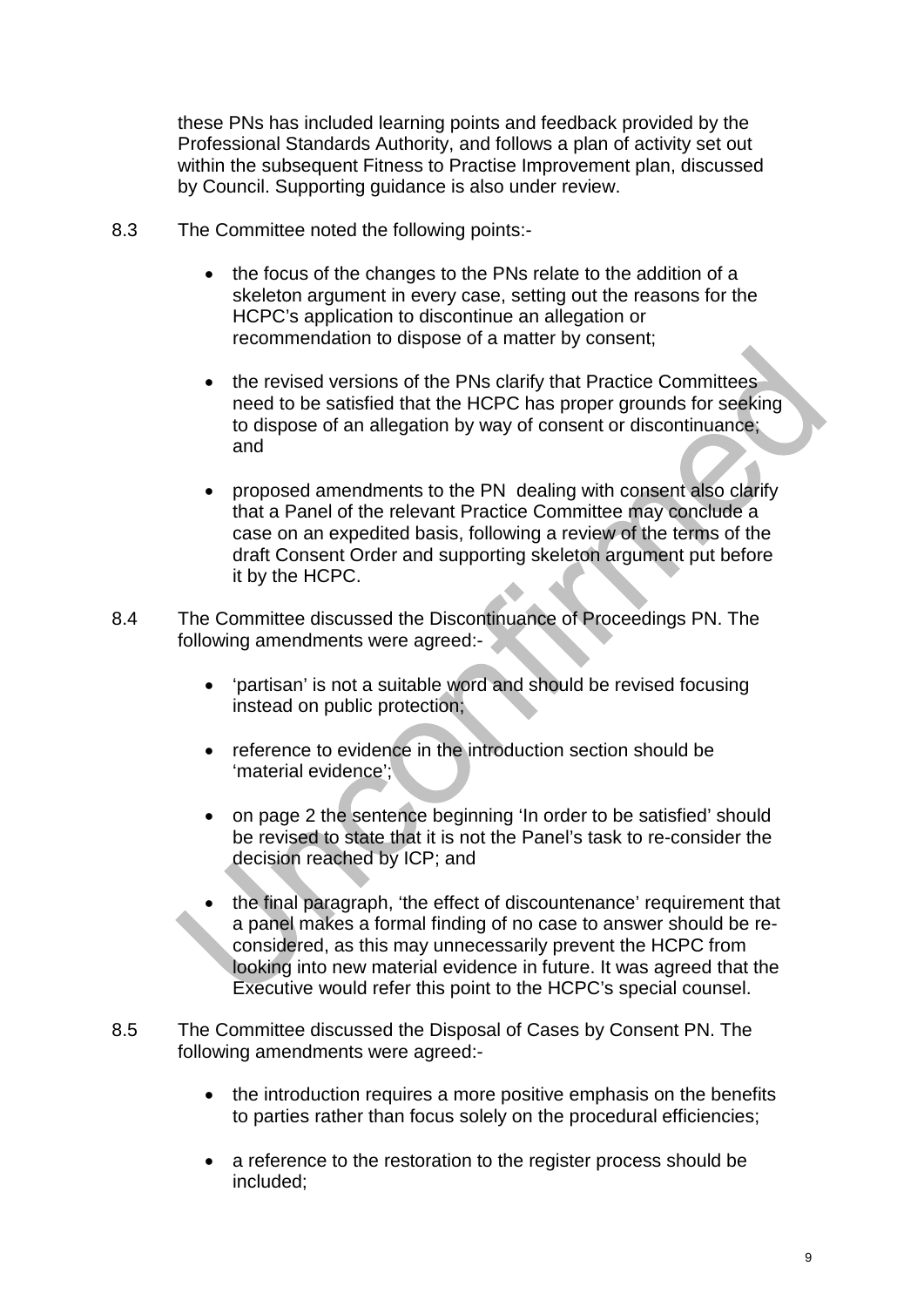these PNs has included learning points and feedback provided by the Professional Standards Authority, and follows a plan of activity set out within the subsequent Fitness to Practise Improvement plan, discussed by Council. Supporting guidance is also under review.

8.3 The Committee noted the following points:-

- the focus of the changes to the PNs relate to the addition of a skeleton argument in every case, setting out the reasons for the HCPC's application to discontinue an allegation or recommendation to dispose of a matter by consent;
- the revised versions of the PNs clarify that Practice Committees need to be satisfied that the HCPC has proper grounds for seeking to dispose of an allegation by way of consent or discontinuance; and
- proposed amendments to the PN dealing with consent also clarify that a Panel of the relevant Practice Committee may conclude a case on an expedited basis, following a review of the terms of the draft Consent Order and supporting skeleton argument put before it by the HCPC.

8.4 The Committee discussed the Discontinuance of Proceedings PN. The following amendments were agreed:-

- 'partisan' is not a suitable word and should be revised focusing instead on public protection;
- reference to evidence in the introduction section should be 'material evidence';
- on page 2 the sentence beginning 'In order to be satisfied' should be revised to state that it is not the Panel's task to re-consider the decision reached by ICP; and
- the final paragraph, 'the effect of discountenance' requirement that a panel makes a formal finding of no case to answer should be re-considered, as this may unnecessarily prevent the HCPC from looking into new material evidence in future. It was agreed that the Executive would refer this point to the HCPC's special counsel.

8.5 The Committee discussed the Disposal of Cases by Consent PN. The following amendments were agreed:-

- the introduction requires a more positive emphasis on the benefits to parties rather than focus solely on the procedural efficiencies;
- a reference to the restoration to the register process should be included;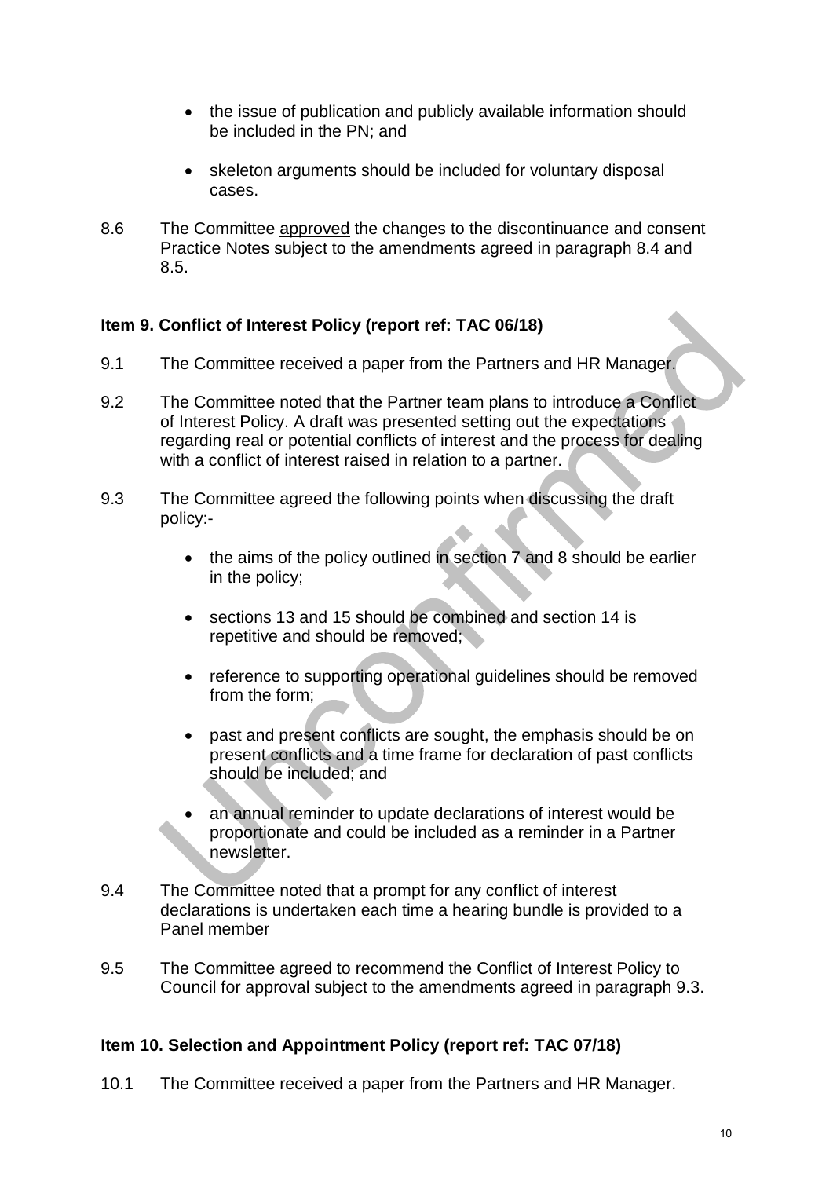- the issue of publication and publicly available information should be included in the PN; and

- skeleton arguments should be included for voluntary disposal cases.

8.6 The Committee approved the changes to the discontinuance and consent Practice Notes subject to the amendments agreed in paragraph 8.4 and 8.5.

### Item 9. Conflict of Interest Policy (report ref: TAC 06/18)

9.1 The Committee received a paper from the Partners and HR Manager.

9.2 The Committee noted that the Partner team plans to introduce a Conflict of Interest Policy. A draft was presented setting out the expectations regarding real or potential conflicts of interest and the process for dealing with a conflict of interest raised in relation to a partner.

9.3 The Committee agreed the following points when discussing the draft policy:-

- the aims of the policy outlined in section 7 and 8 should be earlier in the policy;

- sections 13 and 15 should be combined and section 14 is repetitive and should be removed;

- reference to supporting operational guidelines should be removed from the form;

- past and present conflicts are sought, the emphasis should be on present conflicts and a time frame for declaration of past conflicts should be included; and

- an annual reminder to update declarations of interest would be proportionate and could be included as a reminder in a Partner newsletter.

9.4 The Committee noted that a prompt for any conflict of interest declarations is undertaken each time a hearing bundle is provided to a Panel member

9.5 The Committee agreed to recommend the Conflict of Interest Policy to Council for approval subject to the amendments agreed in paragraph 9.3.

### Item 10. Selection and Appointment Policy (report ref: TAC 07/18)

10.1 The Committee received a paper from the Partners and HR Manager.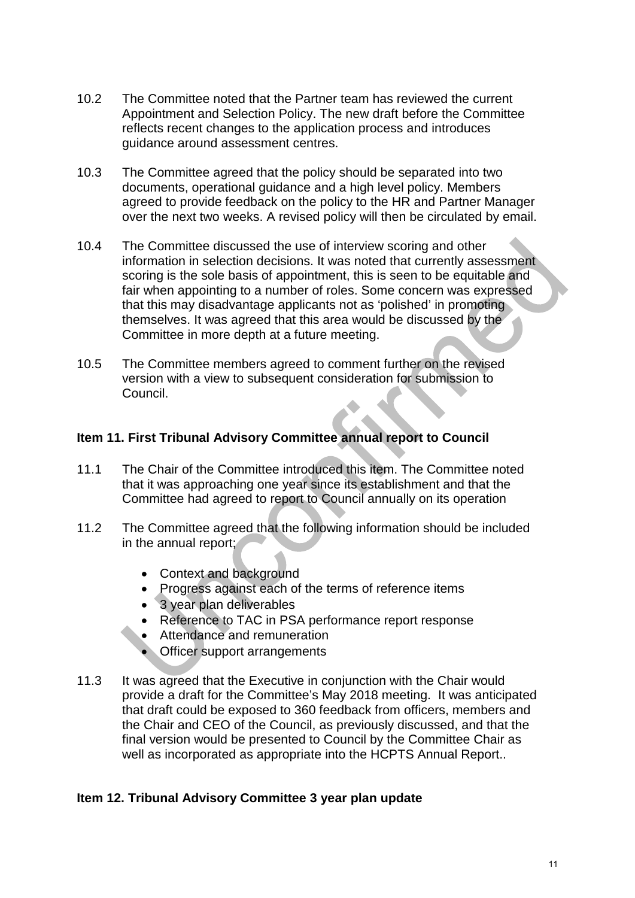10.2 The Committee noted that the Partner team has reviewed the current Appointment and Selection Policy. The new draft before the Committee reflects recent changes to the application process and introduces guidance around assessment centres.

10.3 The Committee agreed that the policy should be separated into two documents, operational guidance and a high level policy. Members agreed to provide feedback on the policy to the HR and Partner Manager over the next two weeks. A revised policy will then be circulated by email.

10.4 The Committee discussed the use of interview scoring and other information in selection decisions. It was noted that currently assessment scoring is the sole basis of appointment, this is seen to be equitable and fair when appointing to a number of roles. Some concern was expressed that this may disadvantage applicants not as 'polished' in promoting themselves. It was agreed that this area would be discussed by the Committee in more depth at a future meeting.

10.5 The Committee members agreed to comment further on the revised version with a view to subsequent consideration for submission to Council.

**Item 11. First Tribunal Advisory Committee annual report to Council**

11.1 The Chair of the Committee introduced this item. The Committee noted that it was approaching one year since its establishment and that the Committee had agreed to report to Council annually on its operation

11.2 The Committee agreed that the following information should be included in the annual report;

- Context and background
- Progress against each of the terms of reference items
- 3 year plan deliverables
- Reference to TAC in PSA performance report response
- Attendance and remuneration
- Officer support arrangements

11.3 It was agreed that the Executive in conjunction with the Chair would provide a draft for the Committee's May 2018 meeting. It was anticipated that draft could be exposed to 360 feedback from officers, members and the Chair and CEO of the Council, as previously discussed, and that the final version would be presented to Council by the Committee Chair as well as incorporated as appropriate into the HCPTS Annual Report..

**Item 12. Tribunal Advisory Committee 3 year plan update**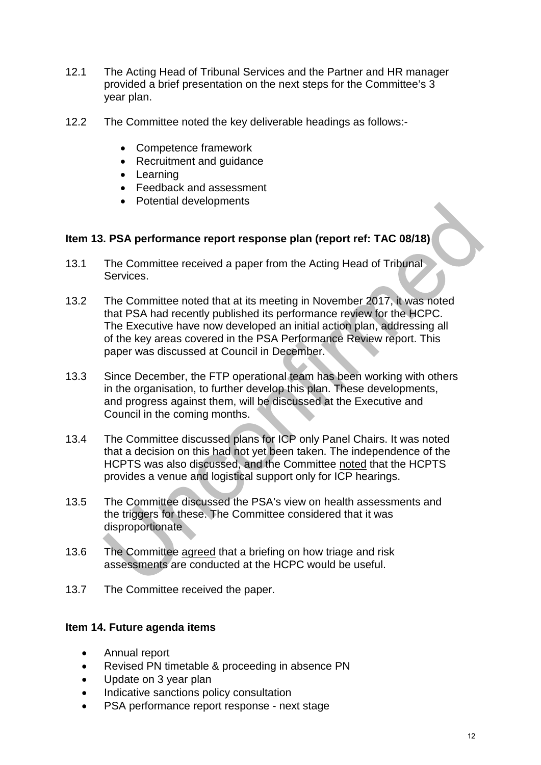12.1 The Acting Head of Tribunal Services and the Partner and HR manager provided a brief presentation on the next steps for the Committee's 3 year plan.

12.2 The Committee noted the key deliverable headings as follows:-

- Competence framework
- Recruitment and guidance
- Learning
- Feedback and assessment
- Potential developments

**Item 13. PSA performance report response plan (report ref: TAC 08/18)**

13.1 The Committee received a paper from the Acting Head of Tribunal Services.

13.2 The Committee noted that at its meeting in November 2017, it was noted that PSA had recently published its performance review for the HCPC. The Executive have now developed an initial action plan, addressing all of the key areas covered in the PSA Performance Review report. This paper was discussed at Council in December.

13.3 Since December, the FTP operational team has been working with others in the organisation, to further develop this plan. These developments, and progress against them, will be discussed at the Executive and Council in the coming months.

13.4 The Committee discussed plans for ICP only Panel Chairs. It was noted that a decision on this had not yet been taken. The independence of the HCPTS was also discussed, and the Committee <u>noted</u> that the HCPTS provides a venue and logistical support only for ICP hearings.

13.5 The Committee discussed the PSA's view on health assessments and the triggers for these. The Committee considered that it was disproportionate

13.6 The Committee <u>agreed</u> that a briefing on how triage and risk assessments are conducted at the HCPC would be useful.

13.7 The Committee received the paper.

**Item 14. Future agenda items**

- Annual report
- Revised PN timetable & proceeding in absence PN
- Update on 3 year plan
- Indicative sanctions policy consultation
- PSA performance report response - next stage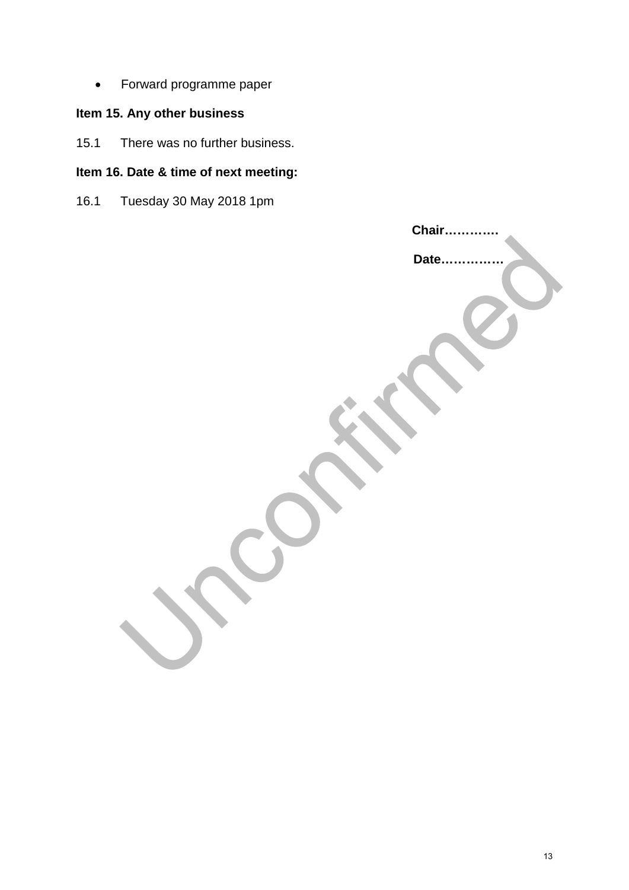- Forward programme paper

**Item 15. Any other business**

15.1 There was no further business.

**Item 16. Date & time of next meeting:**

16.1 Tuesday 30 May 2018 1pm

**Chair………….**

**Date……………**

Unconfirmed